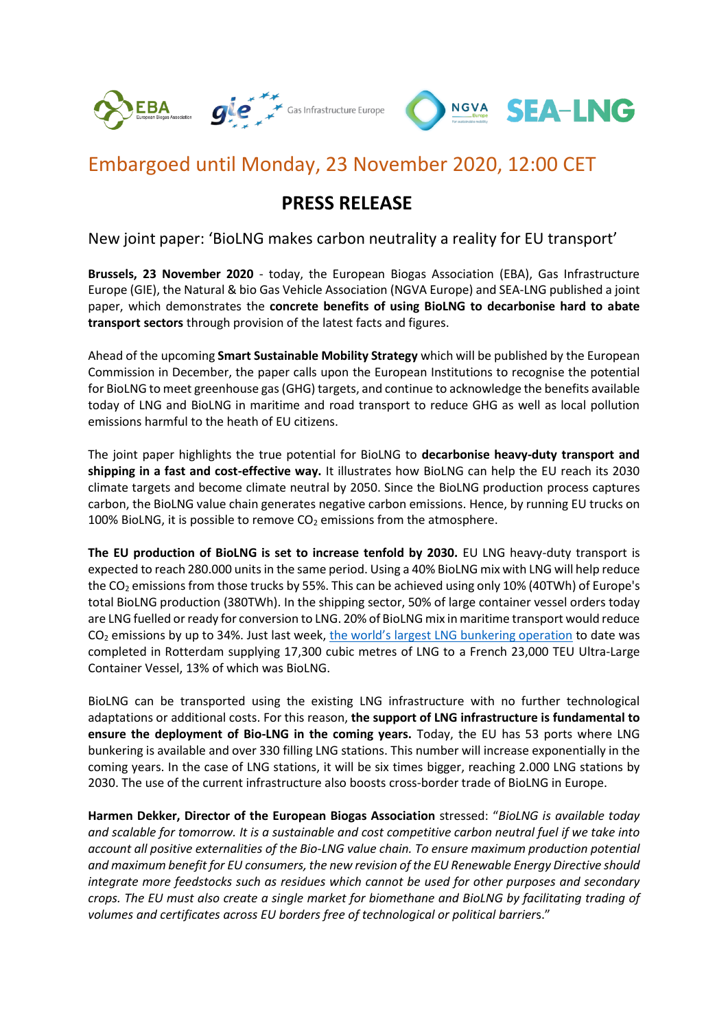Embargoed until Monday, 23 November 2020, 12:00 CET

# PRESS RELEASE

New joint paper: 'BioLNG makes carbon neutrality a reality for EU transport'

**Brussels, 23 November 2020** - today, the European Biogas Association (EBA), Gas Infrastructure Europe (GIE), the Natural & bio Gas Vehicle Association (NGVA Europe) and SEA-LNG published a joint paper, which demonstrates the **concrete benefits of using BioLNG to decarbonise hard to abate transport sectors** through provision of the latest facts and figures.

Ahead of the upcoming **Smart Sustainable Mobility Strategy** which will be published by the European Commission in December, the paper calls upon the European Institutions to recognise the potential for BioLNG to meet greenhouse gas (GHG) targets, and continue to acknowledge the benefits available today of LNG and BioLNG in maritime and road transport to reduce GHG as well as local pollution emissions harmful to the heath of EU citizens.

The joint paper highlights the true potential for BioLNG to **decarbonise heavy-duty transport and shipping in a fast and cost-effective way.** It illustrates how BioLNG can help the EU reach its 2030 climate targets and become climate neutral by 2050. Since the BioLNG production process captures carbon, the BioLNG value chain generates negative carbon emissions. Hence, by running EU trucks on 100% BioLNG, it is possible to remove $CO_2$ emissions from the atmosphere.

**The EU production of BioLNG is set to increase tenfold by 2030.** EU LNG heavy-duty transport is expected to reach 280.000 units in the same period. Using a 40% BioLNG mix with LNG will help reduce the $CO_2$ emissions from those trucks by 55%. This can be achieved using only 10% (40TWh) of Europe's total BioLNG production (380TWh). In the shipping sector, 50% of large container vessel orders today are LNG fuelled or ready for conversion to LNG. 20% of BioLNG mix in maritime transport would reduce $CO_2$ emissions by up to 34%. Just last week, the world's largest LNG bunkering operation to date was completed in Rotterdam supplying 17,300 cubic metres of LNG to a French 23,000 TEU Ultra-Large Container Vessel, 13% of which was BioLNG.

BioLNG can be transported using the existing LNG infrastructure with no further technological adaptations or additional costs. For this reason, **the support of LNG infrastructure is fundamental to ensure the deployment of Bio-LNG in the coming years.** Today, the EU has 53 ports where LNG bunkering is available and over 330 filling LNG stations. This number will increase exponentially in the coming years. In the case of LNG stations, it will be six times bigger, reaching 2.000 LNG stations by 2030. The use of the current infrastructure also boosts cross-border trade of BioLNG in Europe.

**Harmen Dekker, Director of the European Biogas Association** stressed: "*BioLNG is available today and scalable for tomorrow. It is a sustainable and cost competitive carbon neutral fuel if we take into account all positive externalities of the Bio-LNG value chain. To ensure maximum production potential and maximum benefit for EU consumers, the new revision of the EU Renewable Energy Directive should integrate more feedstocks such as residues which cannot be used for other purposes and secondary crops. The EU must also create a single market for biomethane and BioLNG by facilitating trading of volumes and certificates across EU borders free of technological or political barriers*."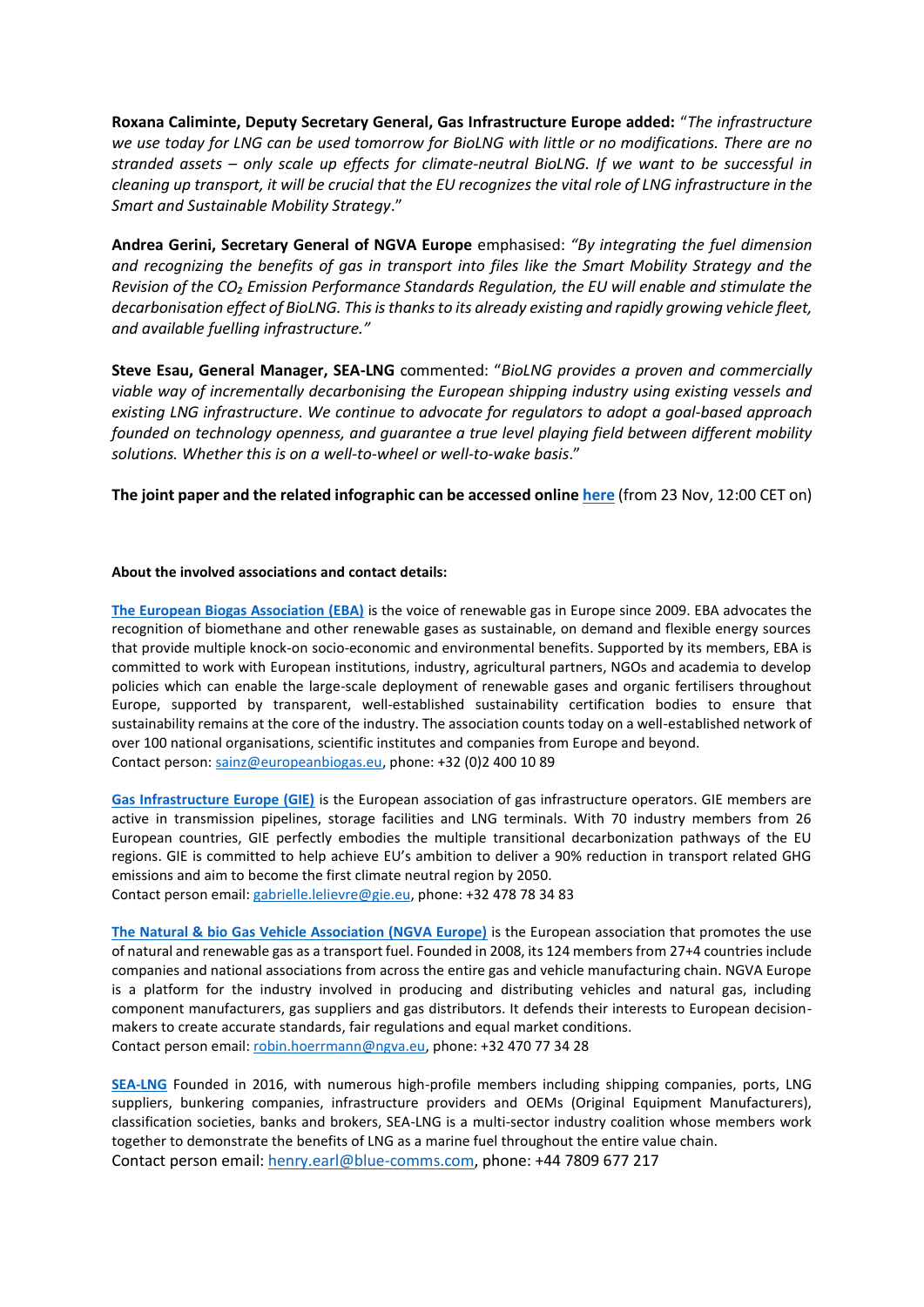**Roxana Caliminte, Deputy Secretary General, Gas Infrastructure Europe added:** "*The infrastructure we use today for LNG can be used tomorrow for BioLNG with little or no modifications. There are no stranded assets – only scale up effects for climate-neutral BioLNG. If we want to be successful in cleaning up transport, it will be crucial that the EU recognizes the vital role of LNG infrastructure in the Smart and Sustainable Mobility Strategy*."

**Andrea Gerini, Secretary General of NGVA Europe** emphasised: *"By integrating the fuel dimension and recognizing the benefits of gas in transport into files like the Smart Mobility Strategy and the Revision of the $CO_2$ Emission Performance Standards Regulation, the EU will enable and stimulate the decarbonisation effect of BioLNG. This is thanks to its already existing and rapidly growing vehicle fleet, and available fuelling infrastructure."*

**Steve Esau, General Manager, SEA-LNG** commented: "*BioLNG provides a proven and commercially viable way of incrementally decarbonising the European shipping industry using existing vessels and existing LNG infrastructure*. *We continue to advocate for regulators to adopt a goal-based approach founded on technology openness, and guarantee a true level playing field between different mobility solutions. Whether this is on a well-to-wheel or well-to-wake basis*."

**The joint paper and the related infographic can be accessed online [here](#)** (from 23 Nov, 12:00 CET on)

**About the involved associations and contact details:**

**[The European Biogas Association (EBA)](#)** is the voice of renewable gas in Europe since 2009. EBA advocates the recognition of biomethane and other renewable gases as sustainable, on demand and flexible energy sources that provide multiple knock-on socio-economic and environmental benefits. Supported by its members, EBA is committed to work with European institutions, industry, agricultural partners, NGOs and academia to develop policies which can enable the large-scale deployment of renewable gases and organic fertilisers throughout Europe, supported by transparent, well-established sustainability certification bodies to ensure that sustainability remains at the core of the industry. The association counts today on a well-established network of over 100 national organisations, scientific institutes and companies from Europe and beyond.
Contact person: sainz@europeanbiogas.eu, phone: +32 (0)2 400 10 89

**[Gas Infrastructure Europe (GIE)](#)** is the European association of gas infrastructure operators. GIE members are active in transmission pipelines, storage facilities and LNG terminals. With 70 industry members from 26 European countries, GIE perfectly embodies the multiple transitional decarbonization pathways of the EU regions. GIE is committed to help achieve EU's ambition to deliver a 90% reduction in transport related GHG emissions and aim to become the first climate neutral region by 2050.
Contact person email: gabrielle.lelievre@gie.eu, phone: +32 478 78 34 83

**[The Natural & bio Gas Vehicle Association (NGVA Europe)](#)** is the European association that promotes the use of natural and renewable gas as a transport fuel. Founded in 2008, its 124 members from 27+4 countries include companies and national associations from across the entire gas and vehicle manufacturing chain. NGVA Europe is a platform for the industry involved in producing and distributing vehicles and natural gas, including component manufacturers, gas suppliers and gas distributors. It defends their interests to European decision-makers to create accurate standards, fair regulations and equal market conditions.
Contact person email: robin.hoerrmann@ngva.eu, phone: +32 470 77 34 28

**[SEA-LNG](#)** Founded in 2016, with numerous high-profile members including shipping companies, ports, LNG suppliers, bunkering companies, infrastructure providers and OEMs (Original Equipment Manufacturers), classification societies, banks and brokers, SEA-LNG is a multi-sector industry coalition whose members work together to demonstrate the benefits of LNG as a marine fuel throughout the entire value chain.
Contact person email: henry.earl@blue-comms.com, phone: +44 7809 677 217